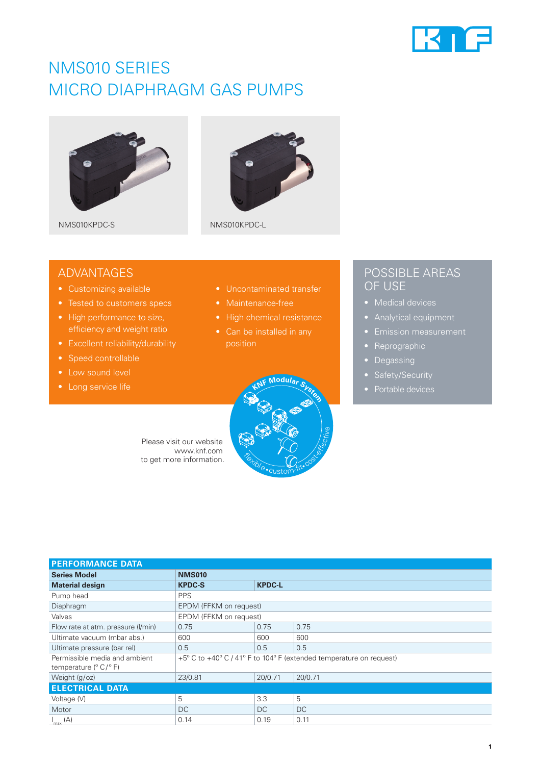# NMS010 SERIES
# MICRO DIAPHRAGM GAS PUMPS

NMS010KPDC-S

NMS010KPDC-L

## ADVANTAGES

- Customizing available
- Tested to customers specs
- High performance to size, efficiency and weight ratio
- Excellent reliability/durability
- Speed controllable
- Low sound level
- Long service life
- Uncontaminated transfer
- Maintenance-free
- High chemical resistance
- Can be installed in any position

## POSSIBLE AREAS OF USE

- Medical devices
- Analytical equipment
- Emission measurement
- Reprographic
- Degassing
- Safety/Security
- Portable devices

KNF Modular System

flexible • custom-fit • cost-effective

Please visit our website www.knf.com to get more information.

| PERFORMANCE DATA | | | |
|---|---|---|---|
| **Series Model** | **NMS010** | | |
| **Material design** | **KPDC-S** | **KPDC-L** | |
| Pump head | PPS | | |
| Diaphragm | EPDM (FFKM on request) | | |
| Valves | EPDM (FFKM on request) | | |
| Flow rate at atm. pressure (l/min) | 0.75 | 0.75 | 0.75 |
| Ultimate vacuum (mbar abs.) | 600 | 600 | 600 |
| Ultimate pressure (bar rel) | 0.5 | 0.5 | 0.5 |
| Permissible media and ambient temperature (° C/° F) | +5° C to +40° C / 41° F to 104° F (extended temperature on request) | | |
| Weight (g/oz) | 23/0.81 | 20/0.71 | 20/0.71 |
| **ELECTRICAL DATA** | | | |
| Voltage (V) | 5 | 3.3 | 5 |
| Motor | DC | DC | DC |
| $I_{max}$ (A) | 0.14 | 0.19 | 0.11 |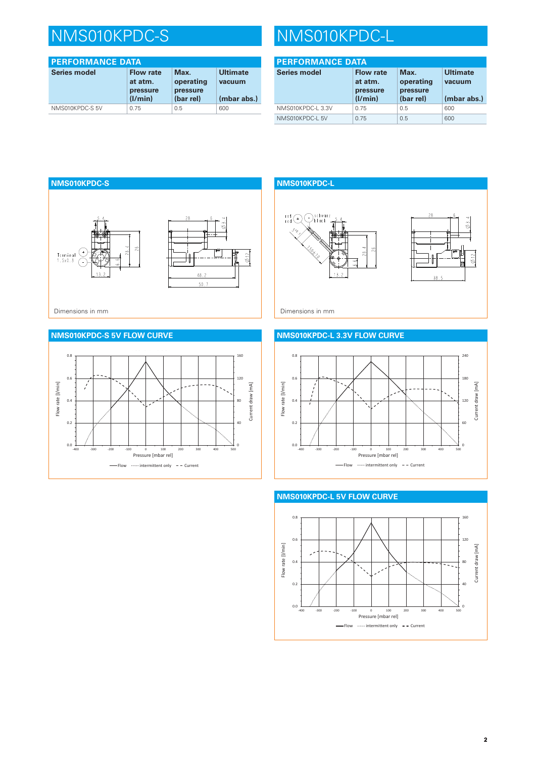# NMS010KPDC-S

## PERFORMANCE DATA

| Series model | Flow rate at atm. pressure (l/min) | Max. operating pressure (bar rel) | Ultimate vacuum (mbar abs.) |
|---|---|---|---|
| NMS010KPDC-S 5V | 0.75 | 0.5 | 600 |

# NMS010KPDC-L

## PERFORMANCE DATA

| Series model | Flow rate at atm. pressure (l/min) | Max. operating pressure (bar rel) | Ultimate vacuum (mbar abs.) |
|---|---|---|---|
| NMS010KPDC-L 3.3V | 0.75 | 0.5 | 600 |
| NMS010KPDC-L 5V | 0.75 | 0.5 | 600 |

## NMS010KPDC-S

5.4
Terminal
1.5x0.3
+
-
23.4
26
6.5
13.2
28
6
Ø3.4
Ø12
48.2
50.7

Dimensions in mm

## NMS010KPDC-L

rot
red
+
-
schwarz
black
5.4
5°
150±10
23.4
26
6.5
13.2
28
6
Ø3.4
Ø12
38.5

Dimensions in mm

## NMS010KPDC-S 5V FLOW CURVE

Flow rate [l/min]
0.0
0.2
0.4
0.6
0.8
Current draw [mA]
0
40
80
120
160
Pressure [mbar rel]
-400 -300 -200 -100 0 100 200 300 400 500
Flow ······ intermittent only - - Current

## NMS010KPDC-L 3.3V FLOW CURVE

Flow rate [l/min]
0.0
0.2
0.4
0.6
0.8
Current draw [mA]
0
60
120
180
240
Pressure [mbar rel]
-400 -300 -200 -100 0 100 200 300 400 500
Flow ······ intermittent only - - Current

## NMS010KPDC-L 5V FLOW CURVE

Flow rate [l/min]
0.0
0.2
0.4
0.6
0.8
Current draw [mA]
0
40
80
120
160
Pressure [mbar rel]
-400 -300 -200 -100 0 100 200 300 400 500
Flow ······ intermittent only - - Current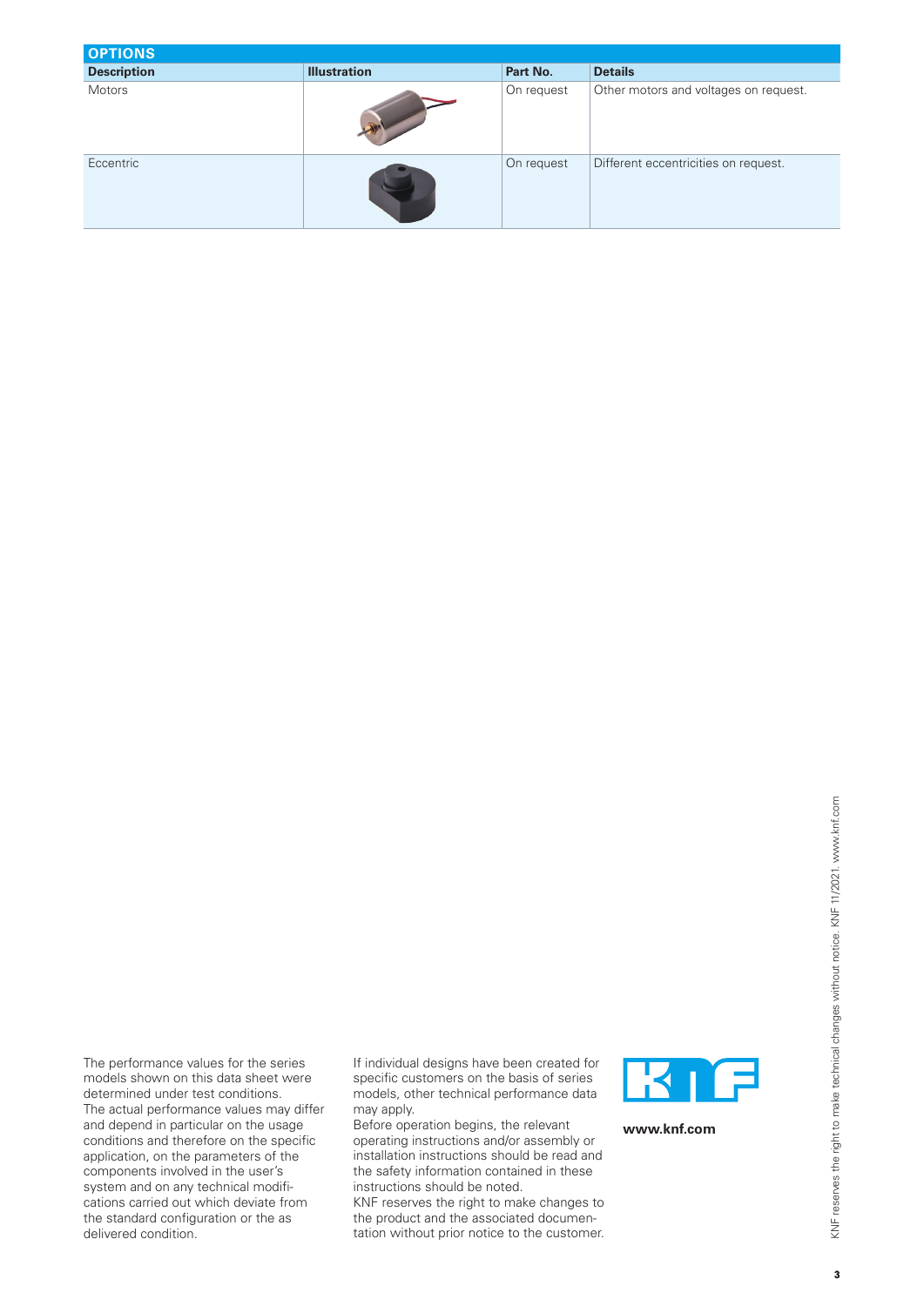## OPTIONS

| Description | Illustration | Part No. | Details |
|---|---|---|---|
| Motors | | On request | Other motors and voltages on request. |
| Eccentric | | On request | Different eccentricities on request. |

The performance values for the series models shown on this data sheet were determined under test conditions. The actual performance values may differ and depend in particular on the usage conditions and therefore on the specific application, on the parameters of the components involved in the user's system and on any technical modifications carried out which deviate from the standard configuration or the as delivered condition.

If individual designs have been created for specific customers on the basis of series models, other technical performance data may apply.
Before operation begins, the relevant operating instructions and/or assembly or installation instructions should be read and the safety information contained in these instructions should be noted.
KNF reserves the right to make changes to the product and the associated documentation without prior notice to the customer.

**www.knf.com**

KNF reserves the right to make technical changes without notice. KNF 11/2021. www.knf.com